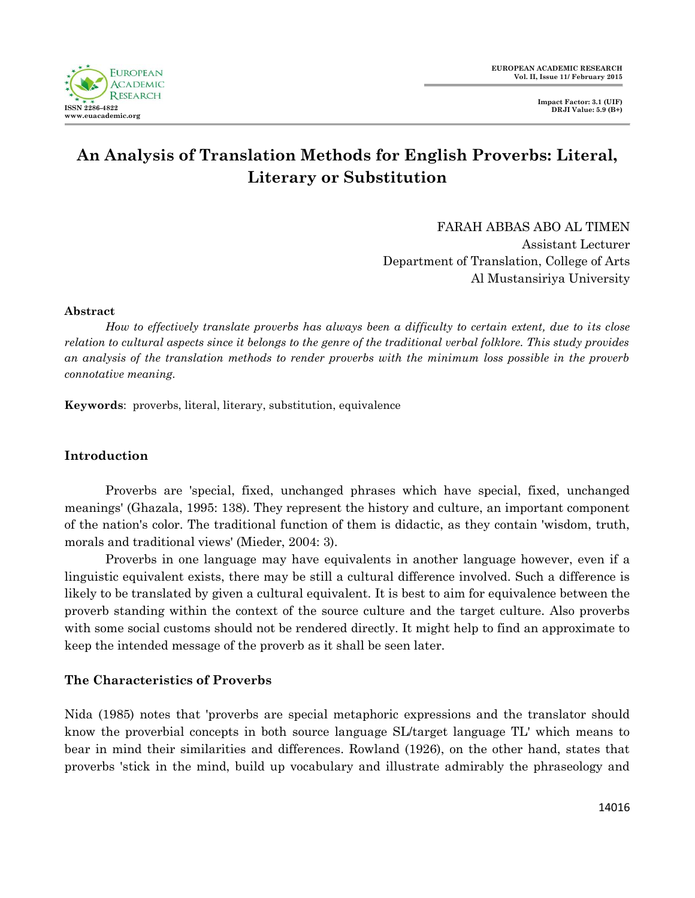# An Analysis of Translation Methods for English Proverbs: Literal, Literary or Substitution

FARAH ABBAS ABO AL TIMEN
Assistant Lecturer
Department of Translation, College of Arts
Al Mustansiriya University

**Abstract**

*How to effectively translate proverbs has always been a difficulty to certain extent, due to its close relation to cultural aspects since it belongs to the genre of the traditional verbal folklore. This study provides an analysis of the translation methods to render proverbs with the minimum loss possible in the proverb connotative meaning.*

**Keywords**: proverbs, literal, literary, substitution, equivalence

## Introduction

Proverbs are 'special, fixed, unchanged phrases which have special, fixed, unchanged meanings' (Ghazala, 1995: 138). They represent the history and culture, an important component of the nation's color. The traditional function of them is didactic, as they contain 'wisdom, truth, morals and traditional views' (Mieder, 2004: 3).

Proverbs in one language may have equivalents in another language however, even if a linguistic equivalent exists, there may be still a cultural difference involved. Such a difference is likely to be translated by given a cultural equivalent. It is best to aim for equivalence between the proverb standing within the context of the source culture and the target culture. Also proverbs with some social customs should not be rendered directly. It might help to find an approximate to keep the intended message of the proverb as it shall be seen later.

## The Characteristics of Proverbs

Nida (1985) notes that 'proverbs are special metaphoric expressions and the translator should know the proverbial concepts in both source language SL/target language TL' which means to bear in mind their similarities and differences. Rowland (1926), on the other hand, states that proverbs 'stick in the mind, build up vocabulary and illustrate admirably the phraseology and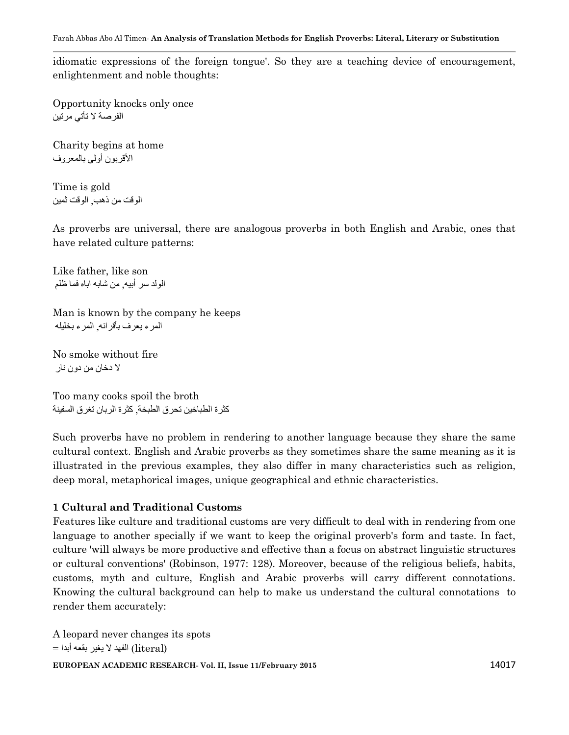idiomatic expressions of the foreign tongue'. So they are a teaching device of encouragement, enlightenment and noble thoughts:

Opportunity knocks only once
الفرصة لا تأتي مرتين

Charity begins at home
الأقربون أولى بالمعروف

Time is gold
الوقت من ذهب, الوقت ثمين

As proverbs are universal, there are analogous proverbs in both English and Arabic, ones that have related culture patterns:

Like father, like son
الولد سر أبيه, من شابه اباه فما ظلم

Man is known by the company he keeps
المرء يعرف بأقرانه, المرء بخليله

No smoke without fire
لا دخان من دون نار

Too many cooks spoil the broth
كثرة الطباخين تحرق الطبخة, كثرة الربان تغرق السفينة

Such proverbs have no problem in rendering to another language because they share the same cultural context. English and Arabic proverbs as they sometimes share the same meaning as it is illustrated in the previous examples, they also differ in many characteristics such as religion, deep moral, metaphorical images, unique geographical and ethnic characteristics.

**1 Cultural and Traditional Customs**

Features like culture and traditional customs are very difficult to deal with in rendering from one language to another specially if we want to keep the original proverb's form and taste. In fact, culture 'will always be more productive and effective than a focus on abstract linguistic structures or cultural conventions' (Robinson, 1977: 128). Moreover, because of the religious beliefs, habits, customs, myth and culture, English and Arabic proverbs will carry different connotations. Knowing the cultural background can help to make us understand the cultural connotations to render them accurately:

A leopard never changes its spots
= الفهد لا يغير بقعه أبدا (literal)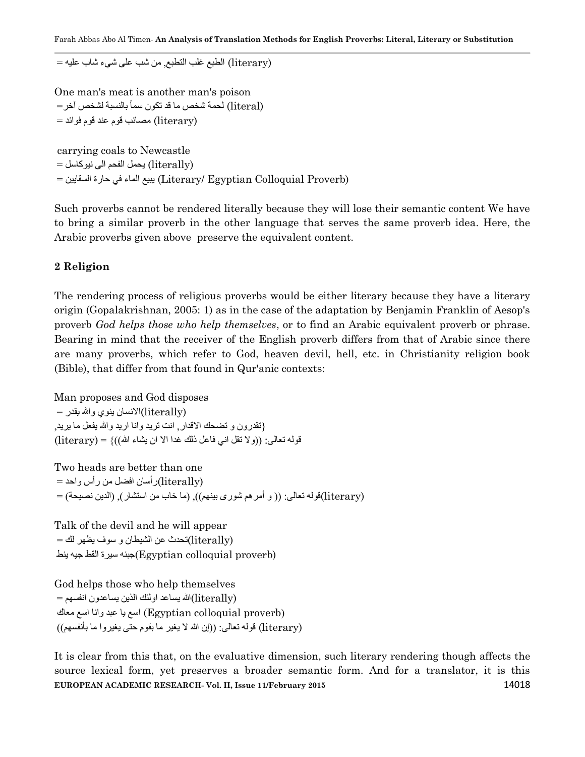= الطبع غلب التطبع, من شب على شيء شاب عليه (literary)

One man's meat is another man's poison
= لحمة شخص ما قد تكون سماً بالنسبة لشخص آخر (literal)
= مصائب قوم عند قوم فوائد (literary)

carrying coals to Newcastle
= يحمل الفحم الى نيوكاسل (literally)
= يبيع الماء في حارة السقايين (Literary/ Egyptian Colloquial Proverb)

Such proverbs cannot be rendered literally because they will lose their semantic content We have to bring a similar proverb in the other language that serves the same proverb idea. Here, the Arabic proverbs given above preserve the equivalent content.

**2 Religion**

The rendering process of religious proverbs would be either literary because they have a literary origin (Gopalakrishnan, 2005: 1) as in the case of the adaptation by Benjamin Franklin of Aesop's proverb *God helps those who help themselves*, or to find an Arabic equivalent proverb or phrase. Bearing in mind that the receiver of the English proverb differs from that of Arabic since there are many proverbs, which refer to God, heaven devil, hell, etc. in Christianity religion book (Bible), that differ from that found in Qur'anic contexts:

Man proposes and God disposes
= الانسان ينوي والله يقدر(literally)
{تقدرون و تضحك الاقدار, انت تريد وانا اريد والله يفعل ما يريد,
قوله تعالى: ((ولا تقل اني فاعل ذلك غدا الا ان يشاء الله))} = (literary)

Two heads are better than one
= رأسان افضل من رأس واحد(literally)
= قوله تعالى: (( و أمرهم شورى بينهم)), (ما خاب من استشار), (الدين نصيحة)(literary)

Talk of the devil and he will appear
= تحدث عن الشيطان و سوف يظهر لك(literally)
جبنه سيرة القط جيه ينط(Egyptian colloquial proverb)

God helps those who help themselves
= الله يساعد اولئك الذين يساعدون انفسهم(literally)
اسع يا عبد وانا اسع معاك (Egyptian colloquial proverb)
قوله تعالى: ((إن الله لا يغير ما بقوم حتى يغيروا ما بأنفسهم)) (literary)

It is clear from this that, on the evaluative dimension, such literary rendering though affects the source lexical form, yet preserves a broader semantic form. And for a translator, it is this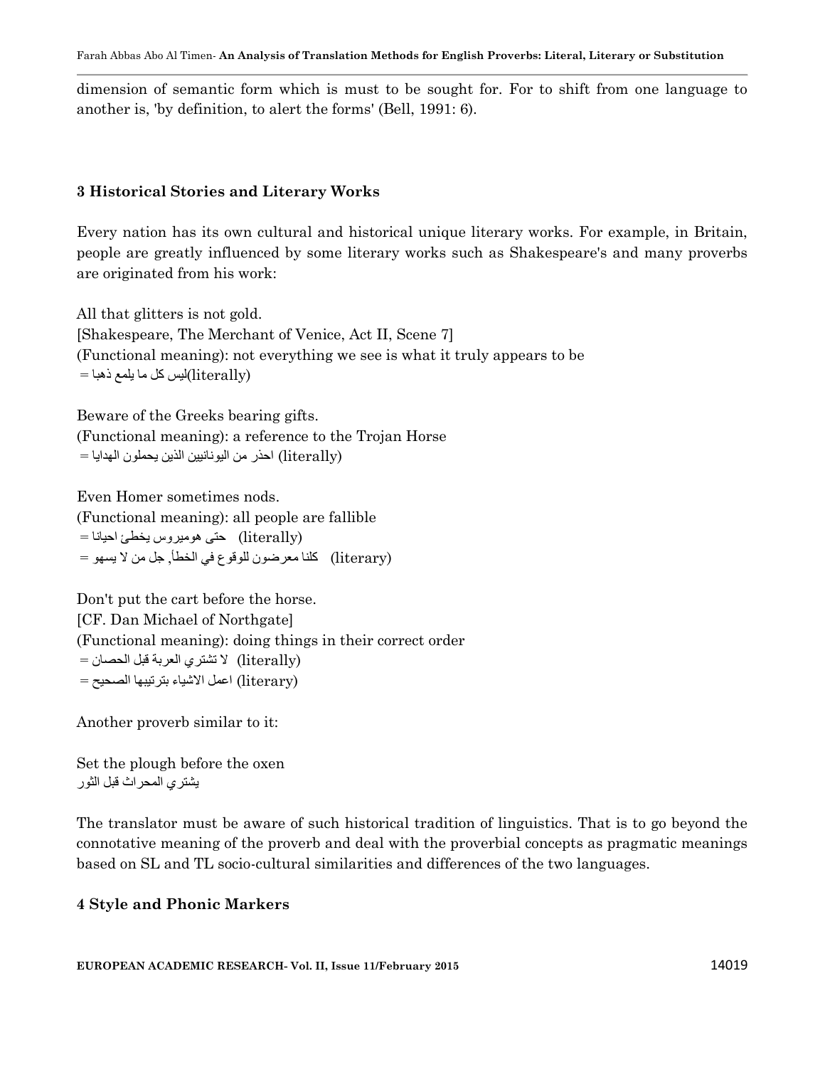dimension of semantic form which is must to be sought for. For to shift from one language to another is, 'by definition, to alert the forms' (Bell, 1991: 6).

## 3 Historical Stories and Literary Works

Every nation has its own cultural and historical unique literary works. For example, in Britain, people are greatly influenced by some literary works such as Shakespeare's and many proverbs are originated from his work:

All that glitters is not gold.
[Shakespeare, The Merchant of Venice, Act II, Scene 7]
(Functional meaning): not everything we see is what it truly appears to be
= ليس كل ما يلمع ذهبا(literally)

Beware of the Greeks bearing gifts.
(Functional meaning): a reference to the Trojan Horse
= احذر من اليونانيين الذين يحملون الهدايا (literally)

Even Homer sometimes nods.
(Functional meaning): all people are fallible
= حتى هوميروس يخطئ احيانا (literally)
= كلنا معرضون للوقوع في الخطأ, جل من لا يسهو (literary)

Don't put the cart before the horse.
[CF. Dan Michael of Northgate]
(Functional meaning): doing things in their correct order
= لا تشتري العربة قبل الحصان (literally)
= اعمل الاشياء بترتيبها الصحيح (literary)

Another proverb similar to it:

Set the plough before the oxen
يشتري المحراث قبل الثور

The translator must be aware of such historical tradition of linguistics. That is to go beyond the connotative meaning of the proverb and deal with the proverbial concepts as pragmatic meanings based on SL and TL socio-cultural similarities and differences of the two languages.

## 4 Style and Phonic Markers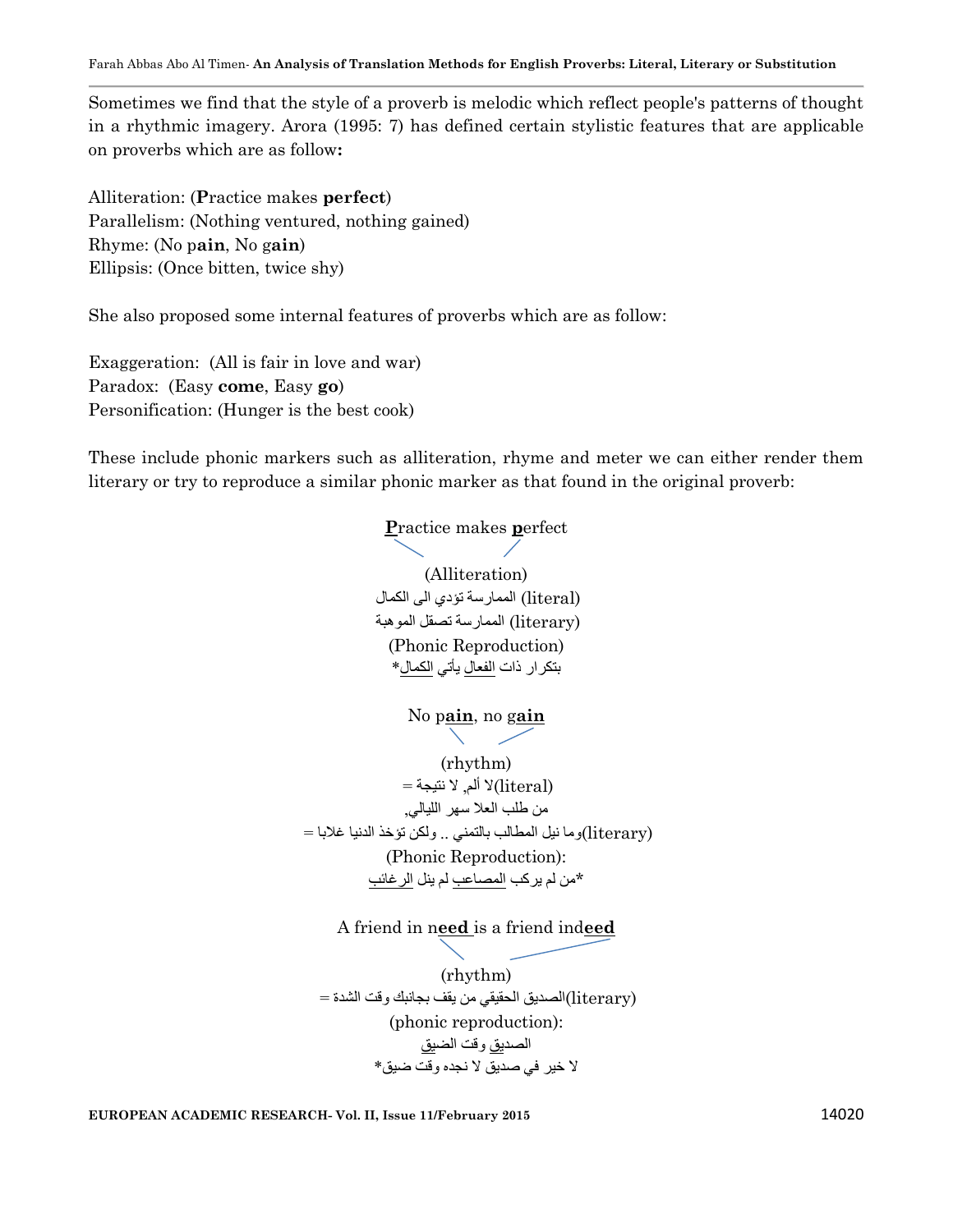Sometimes we find that the style of a proverb is melodic which reflect people's patterns of thought in a rhythmic imagery. Arora (1995: 7) has defined certain stylistic features that are applicable on proverbs which are as follow**:**

Alliteration: (**P**ractice makes **perfect**)
Parallelism: (Nothing ventured, nothing gained)
Rhyme: (No p**ain**, No g**ain**)
Ellipsis: (Once bitten, twice shy)

She also proposed some internal features of proverbs which are as follow:

Exaggeration: (All is fair in love and war)
Paradox: (Easy **come**, Easy **go**)
Personification: (Hunger is the best cook)

These include phonic markers such as alliteration, rhyme and meter we can either render them literary or try to reproduce a similar phonic marker as that found in the original proverb:

**P**ractice makes **p**erfect

(Alliteration)

الممارسة تؤدي الى الكمال (literal)

الممارسة تصقل الموهبة (literary)

(Phonic Reproduction)

بتكرار ذات الفعال يأتي الكمال*

No p**ain**, no g**ain**

(rhythm)

لا ألم, لا نتيجة(literal) =

من طلب العلا سهر الليالي,

وما نيل المطالب بالتمني .. ولكن تؤخذ الدنيا غلابا(literary) =

(Phonic Reproduction):

من لم يركب المصاعب لم ينل الرغائب*

A friend in n**eed** is a friend ind**eed**

(rhythm)

الصديق الحقيقي من يقف بجانبك وقت الشدة(literary) =

(phonic reproduction):

الصديق وقت الضيق

لا خير في صديق لا نجده وقت ضيق*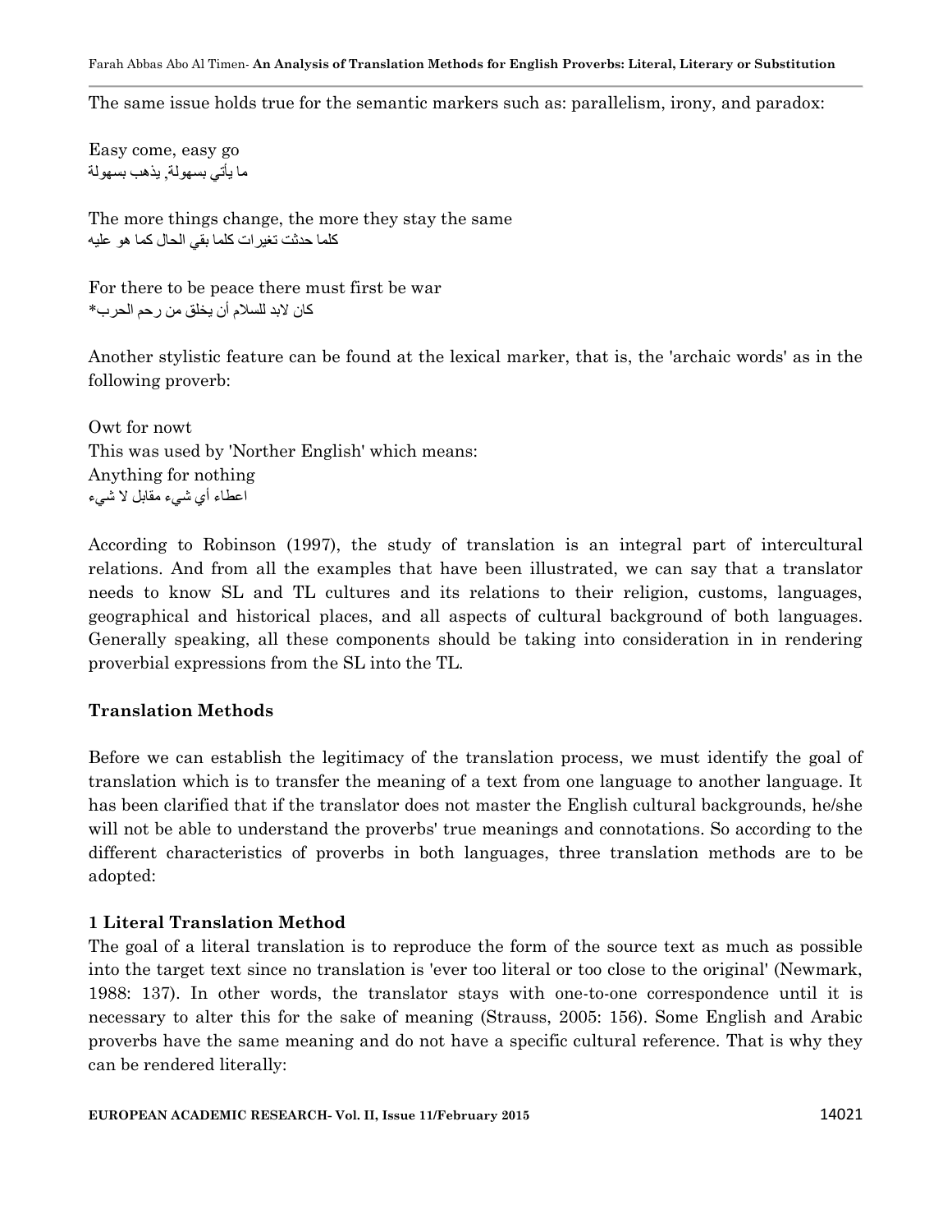The same issue holds true for the semantic markers such as: parallelism, irony, and paradox:

Easy come, easy go
ما يأتي بسهولة, يذهب بسهولة

The more things change, the more they stay the same
كلما حدثت تغيرات كلما بقي الحال كما هو عليه

For there to be peace there must first be war
كان لابد للسلام أن يخلق من رحم الحرب*

Another stylistic feature can be found at the lexical marker, that is, the 'archaic words' as in the following proverb:

Owt for nowt
This was used by 'Norther English' which means:
Anything for nothing
اعطاء أي شيء مقابل لا شيء

According to Robinson (1997), the study of translation is an integral part of intercultural relations. And from all the examples that have been illustrated, we can say that a translator needs to know SL and TL cultures and its relations to their religion, customs, languages, geographical and historical places, and all aspects of cultural background of both languages. Generally speaking, all these components should be taking into consideration in in rendering proverbial expressions from the SL into the TL.

## Translation Methods

Before we can establish the legitimacy of the translation process, we must identify the goal of translation which is to transfer the meaning of a text from one language to another language. It has been clarified that if the translator does not master the English cultural backgrounds, he/she will not be able to understand the proverbs' true meanings and connotations. So according to the different characteristics of proverbs in both languages, three translation methods are to be adopted:

### 1 Literal Translation Method

The goal of a literal translation is to reproduce the form of the source text as much as possible into the target text since no translation is 'ever too literal or too close to the original' (Newmark, 1988: 137). In other words, the translator stays with one-to-one correspondence until it is necessary to alter this for the sake of meaning (Strauss, 2005: 156). Some English and Arabic proverbs have the same meaning and do not have a specific cultural reference. That is why they can be rendered literally: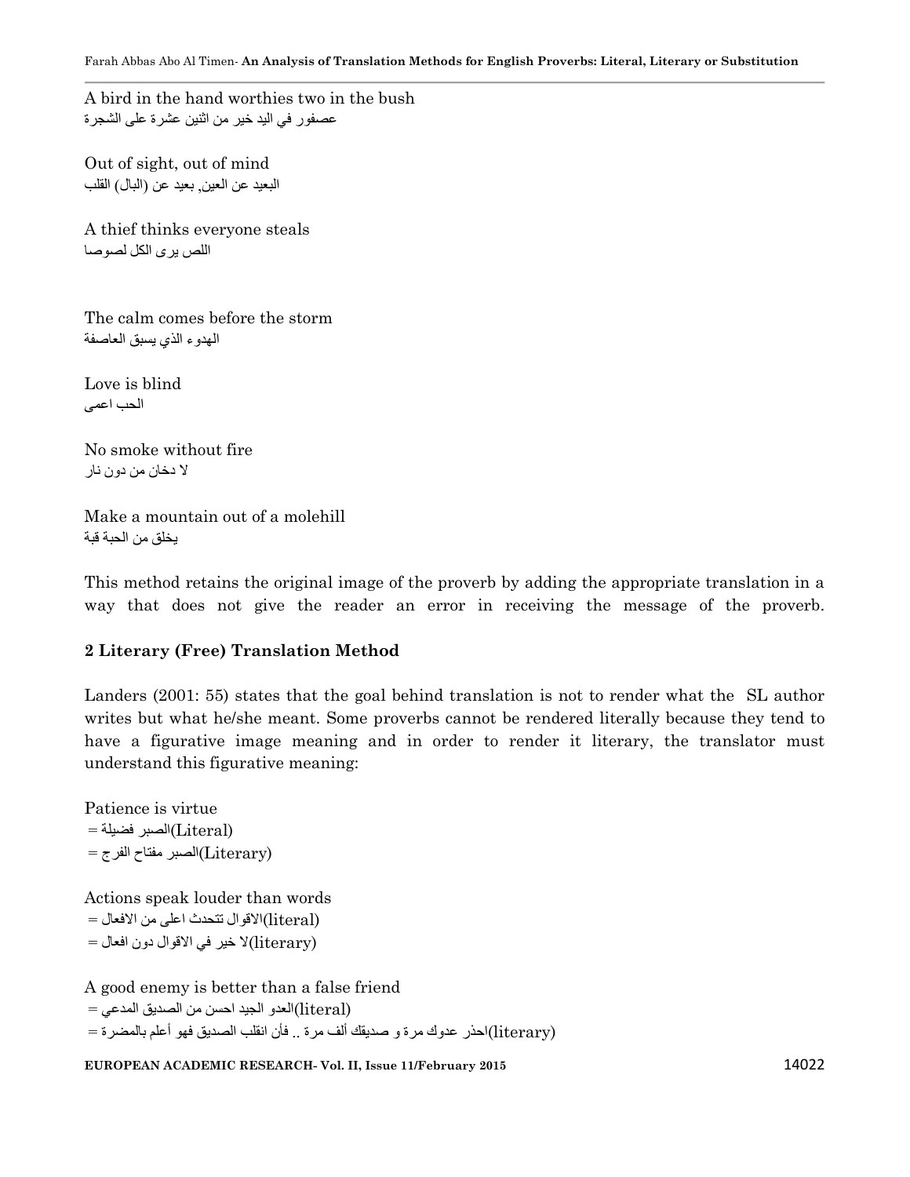A bird in the hand worthies two in the bush
عصفور في اليد خير من اثنين عشرة على الشجرة

Out of sight, out of mind
البعيد عن العين, بعيد عن (البال) القلب

A thief thinks everyone steals
اللص يرى الكل لصوصا

The calm comes before the storm
الهدوء الذي يسبق العاصفة

Love is blind
الحب اعمى

No smoke without fire
لا دخان من دون نار

Make a mountain out of a molehill
يخلق من الحبة قبة

This method retains the original image of the proverb by adding the appropriate translation in a way that does not give the reader an error in receiving the message of the proverb.

**2 Literary (Free) Translation Method**

Landers (2001: 55) states that the goal behind translation is not to render what the SL author writes but what he/she meant. Some proverbs cannot be rendered literally because they tend to have a figurative image meaning and in order to render it literary, the translator must understand this figurative meaning:

Patience is virtue
= الصبر فضيلة (Literal)
= الصبر مفتاح الفرج (Literary)

Actions speak louder than words
= الاقوال تتحدث اعلى من الافعال (literal)
= لا خير في الاقوال دون افعال (literary)

A good enemy is better than a false friend
= العدو الجيد احسن من الصديق المدعي (literal)
= احذر عدوك مرة و صديقك ألف مرة .. فأن انقلب الصديق فهو أعلم بالمضرة (literary)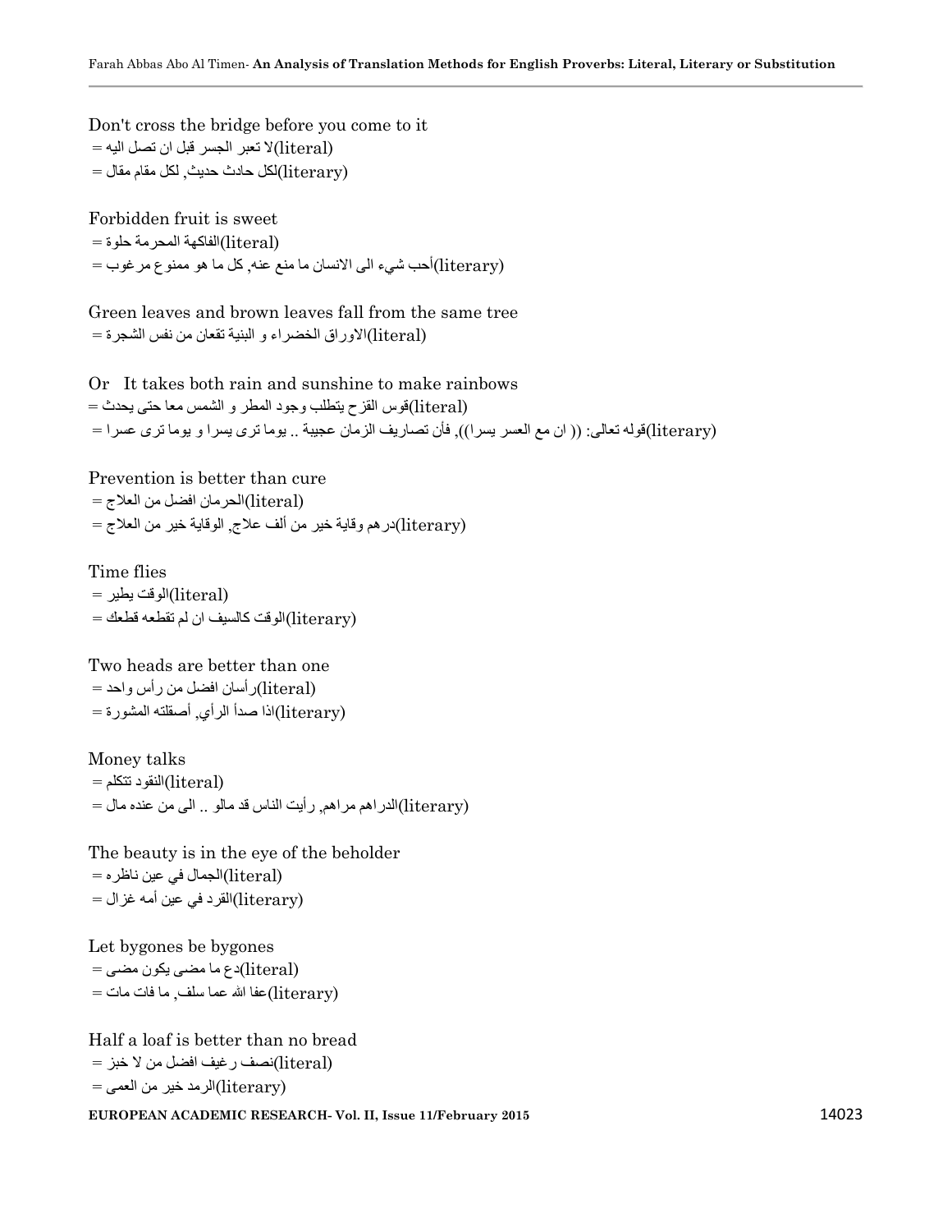Don't cross the bridge before you come to it
= (literal)لا تعبر الجسر قبل ان تصل اليه
= (literary)لكل حادث حديث, لكل مقام مقال

Forbidden fruit is sweet
= (literal)الفاكهة المحرمة حلوة
= (literary)أحب شيء الى الانسان ما منع عنه, كل ما هو ممنوع مرغوب

Green leaves and brown leaves fall from the same tree
= (literal)الاوراق الخضراء و البنية تقعان من نفس الشجرة

Or It takes both rain and sunshine to make rainbows
= (literal)قوس القزح يتطلب وجود المطر و الشمس معا حتى يحدث
= (literary)قوله تعالى: (( ان مع العسر يسرا)), فأن تصاريف الزمان عجيبة .. يوما ترى يسرا و يوما ترى عسرا

Prevention is better than cure
= (literal)الحرمان افضل من العلاج
= (literary)درهم وقاية خير من ألف علاج, الوقاية خير من العلاج

Time flies
= (literal)الوقت يطير
= (literary)الوقت كالسيف ان لم تقطعه قطعك

Two heads are better than one
= (literal)رأسان افضل من رأس واحد
= (literary)اذا صدأ الرأي, أصقلته المشورة

Money talks
= (literal)النقود تتكلم
= (literary)الدراهم مراهم, رأيت الناس قد مالو .. الى من عنده مال

The beauty is in the eye of the beholder
= (literal)الجمال في عين ناظره
= (literary)القرد في عين أمه غزال

Let bygones be bygones
= (literal)دع ما مضى يكون مضى
= (literary)عفا الله عما سلف, ما فات مات

Half a loaf is better than no bread
= (literal)نصف رغيف افضل من لا خبز
= (literary)الرمد خير من العمى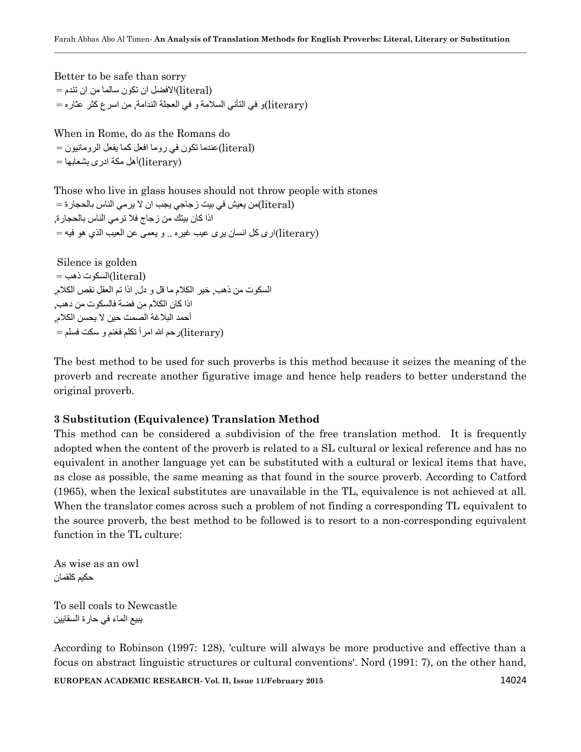Better to be safe than sorry
= الافضل ان تكون سالما من ان تندم(literal)
= و في التأني السلامة و في العجلة الندامة, من اسرع كثر عثاره(literary)

When in Rome, do as the Romans do
= عندما تكون في روما افعل كما يفعل الرومانيون(literal)
= أهل مكة ادرى بشعابها(literary)

Those who live in glass houses should not throw people with stones
= من يعيش في بيت زجاجي يجب ان لا يرمي الناس بالحجارة(literal)
اذا كان بيتك من زجاج فلا ترمي الناس بالحجارة,
= ارى كل انسان يرى عيب غيره .. و يعمى عن العيب الذي هو فيه(literary)

Silence is golden
= السكوت ذهب(literal)
السكوت من ذهب, خير الكلام ما قل و دل, اذا تم العقل نقص الكلام,
اذا كان الكلام من فضة فالسكوت من دهب,
أحمد البلاغة الصمت حين لا يحسن الكلام,
= رحم الله امرأ تكلم فغنم و سكت فسلم(literary)

The best method to be used for such proverbs is this method because it seizes the meaning of the proverb and recreate another figurative image and hence help readers to better understand the original proverb.

### 3 Substitution (Equivalence) Translation Method

This method can be considered a subdivision of the free translation method. It is frequently adopted when the content of the proverb is related to a SL cultural or lexical reference and has no equivalent in another language yet can be substituted with a cultural or lexical items that have, as close as possible, the same meaning as that found in the source proverb. According to Catford (1965), when the lexical substitutes are unavailable in the TL, equivalence is not achieved at all. When the translator comes across such a problem of not finding a corresponding TL equivalent to the source proverb, the best method to be followed is to resort to a non-corresponding equivalent function in the TL culture:

As wise as an owl
حكيم كلقمان

To sell coals to Newcastle
يبيع الماء في حارة السقايين

According to Robinson (1997: 128), 'culture will always be more productive and effective than a focus on abstract linguistic structures or cultural conventions'. Nord (1991: 7), on the other hand,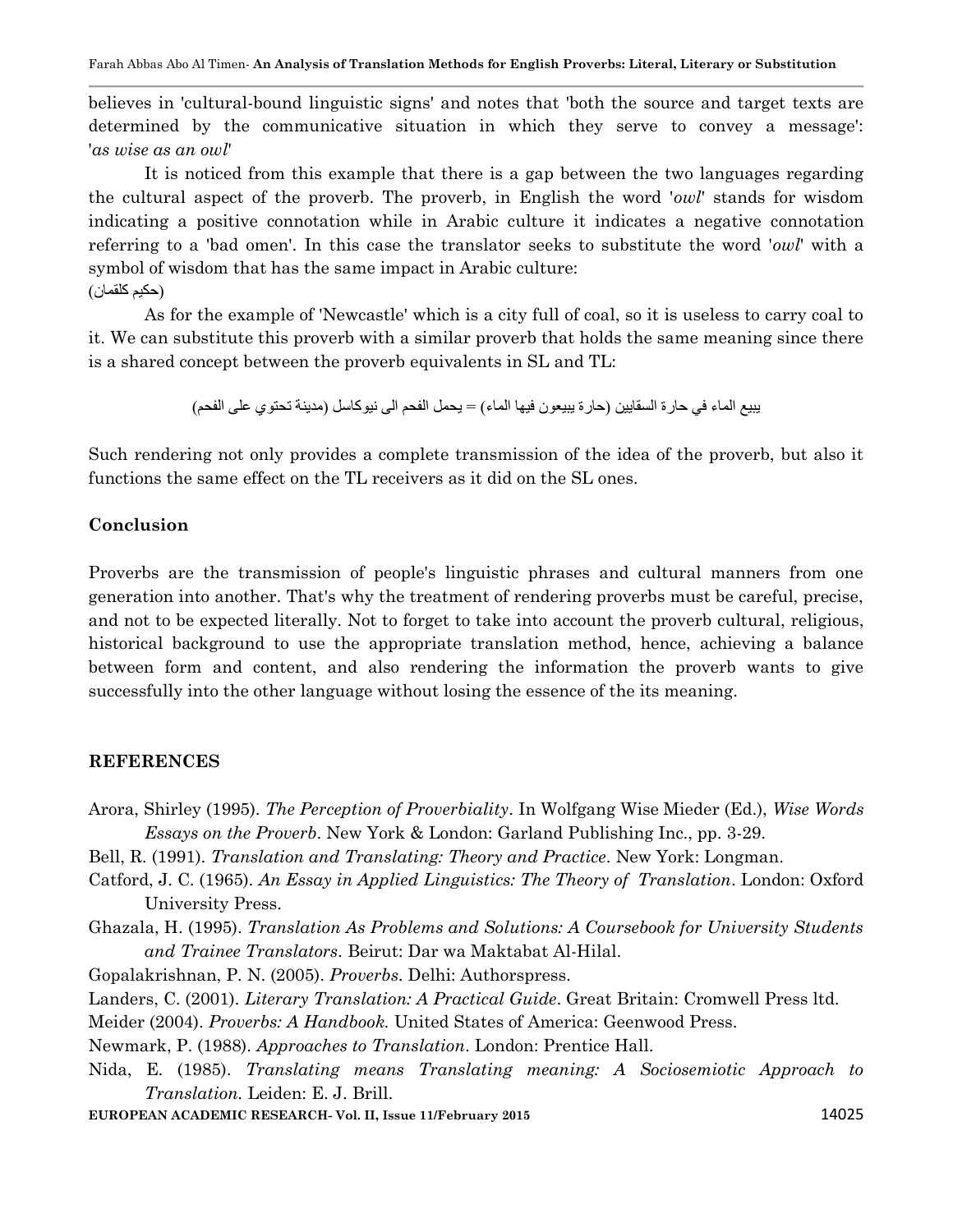believes in 'cultural-bound linguistic signs' and notes that 'both the source and target texts are determined by the communicative situation in which they serve to convey a message': '*as wise as an owl*'

It is noticed from this example that there is a gap between the two languages regarding the cultural aspect of the proverb. The proverb, in English the word '*owl*' stands for wisdom indicating a positive connotation while in Arabic culture it indicates a negative connotation referring to a 'bad omen'. In this case the translator seeks to substitute the word '*owl*' with a symbol of wisdom that has the same impact in Arabic culture:

(حكيم كلقمان)

As for the example of 'Newcastle' which is a city full of coal, so it is useless to carry coal to it. We can substitute this proverb with a similar proverb that holds the same meaning since there is a shared concept between the proverb equivalents in SL and TL:

يبيع الماء في حارة السقايين (حارة يبيعون فيها الماء) = يحمل الفحم الى نيوكاسل (مدينة تحتوي على الفحم)

Such rendering not only provides a complete transmission of the idea of the proverb, but also it functions the same effect on the TL receivers as it did on the SL ones.

## Conclusion

Proverbs are the transmission of people's linguistic phrases and cultural manners from one generation into another. That's why the treatment of rendering proverbs must be careful, precise, and not to be expected literally. Not to forget to take into account the proverb cultural, religious, historical background to use the appropriate translation method, hence, achieving a balance between form and content, and also rendering the information the proverb wants to give successfully into the other language without losing the essence of the its meaning.

## REFERENCES

Arora, Shirley (1995). *The Perception of Proverbiality*. In Wolfgang Wise Mieder (Ed.), *Wise Words Essays on the Proverb*. New York & London: Garland Publishing Inc., pp. 3-29.

Bell, R. (1991). *Translation and Translating: Theory and Practice*. New York: Longman.

Catford, J. C. (1965). *An Essay in Applied Linguistics: The Theory of Translation*. London: Oxford University Press.

Ghazala, H. (1995). *Translation As Problems and Solutions: A Coursebook for University Students and Trainee Translators*. Beirut: Dar wa Maktabat Al-Hilal.

Gopalakrishnan, P. N. (2005). *Proverbs*. Delhi: Authorspress.

Landers, C. (2001). *Literary Translation: A Practical Guide*. Great Britain: Cromwell Press ltd.

Meider (2004). *Proverbs: A Handbook.* United States of America: Geenwood Press.

Newmark, P. (1988). *Approaches to Translation*. London: Prentice Hall.

Nida, E. (1985). *Translating means Translating meaning: A Sociosemiotic Approach to Translation.* Leiden: E. J. Brill.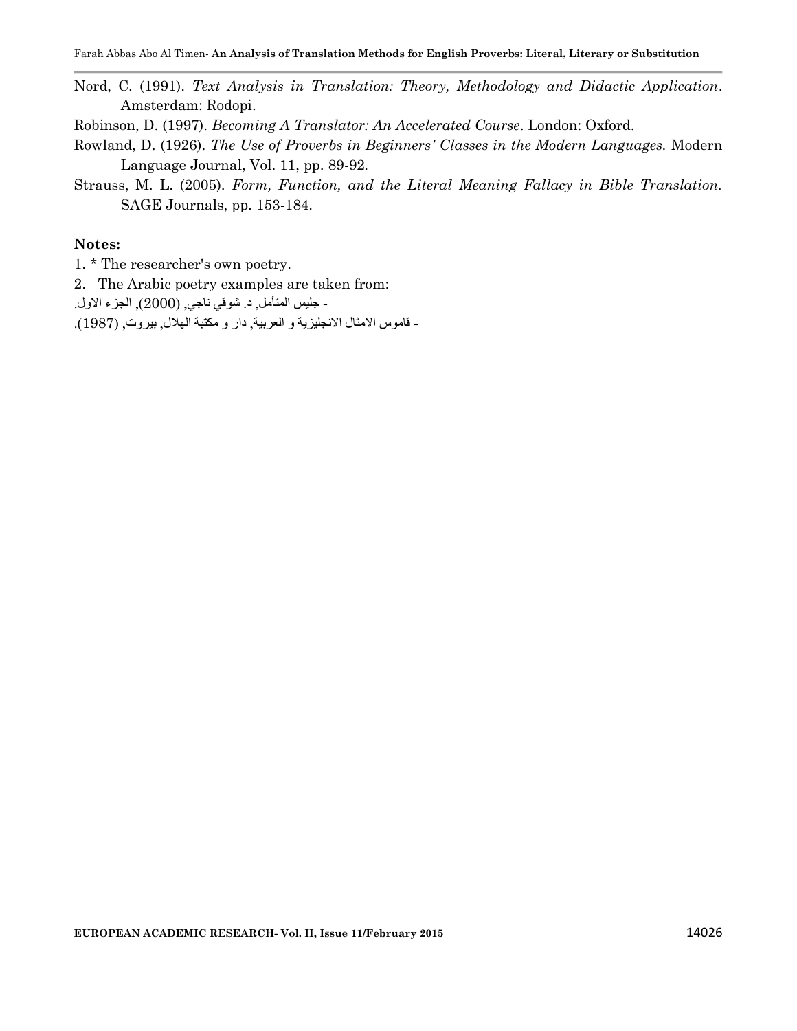Nord, C. (1991). *Text Analysis in Translation: Theory, Methodology and Didactic Application*. Amsterdam: Rodopi.

Robinson, D. (1997). *Becoming A Translator: An Accelerated Course*. London: Oxford.

Rowland, D. (1926). *The Use of Proverbs in Beginners' Classes in the Modern Languages.* Modern Language Journal, Vol. 11, pp. 89-92.

Strauss, M. L. (2005). *Form, Function, and the Literal Meaning Fallacy in Bible Translation.* SAGE Journals, pp. 153-184.

**Notes:**

1. * The researcher's own poetry.
2. The Arabic poetry examples are taken from:

- جليس المتأمل, د. شوقي ناجي, (2000), الجزء الاول.
- قاموس الامثال الانجليزية و العربية, دار و مكتبة الهلال, بيروت, (1987).